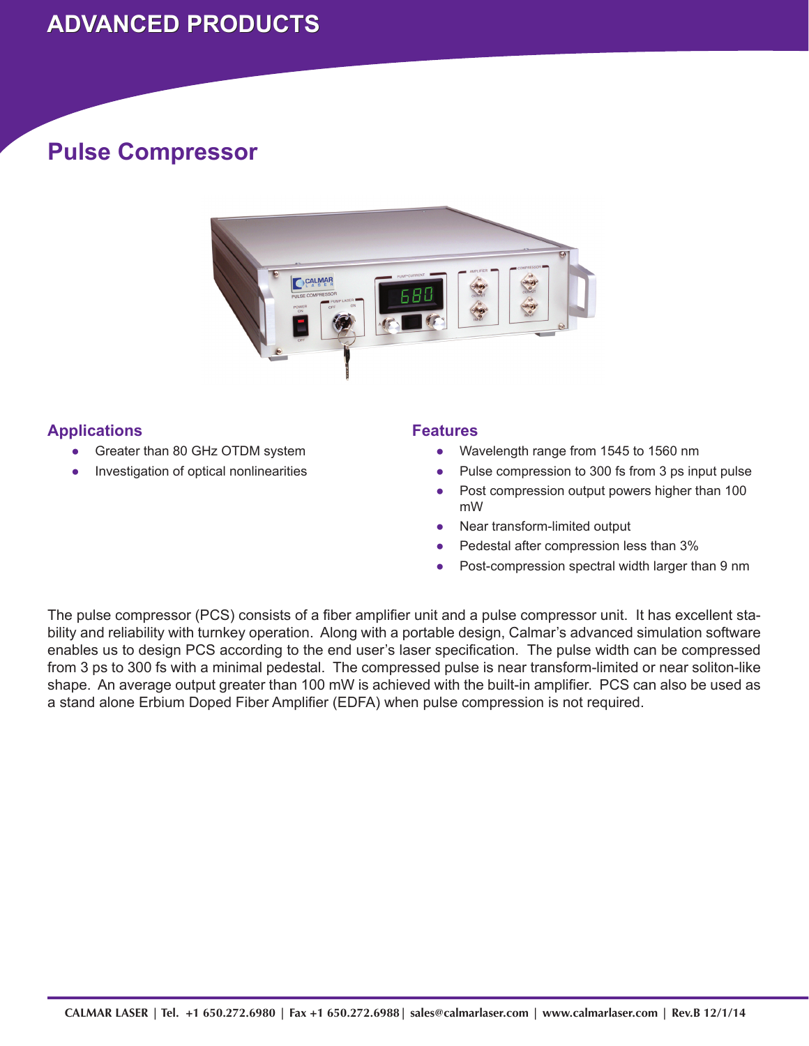ADVANCED PRODUCTS

# Pulse Compressor

## Applications

- Greater than 80 GHz OTDM system
- Investigation of optical nonlinearities

## Features

- Wavelength range from 1545 to 1560 nm
- Pulse compression to 300 fs from 3 ps input pulse
- Post compression output powers higher than 100 mW
- Near transform-limited output
- Pedestal after compression less than 3%
- Post-compression spectral width larger than 9 nm

The pulse compressor (PCS) consists of a fiber amplifier unit and a pulse compressor unit. It has excellent stability and reliability with turnkey operation. Along with a portable design, Calmar's advanced simulation software enables us to design PCS according to the end user's laser specification. The pulse width can be compressed from 3 ps to 300 fs with a minimal pedestal. The compressed pulse is near transform-limited or near soliton-like shape. An average output greater than 100 mW is achieved with the built-in amplifier. PCS can also be used as a stand alone Erbium Doped Fiber Amplifier (EDFA) when pulse compression is not required.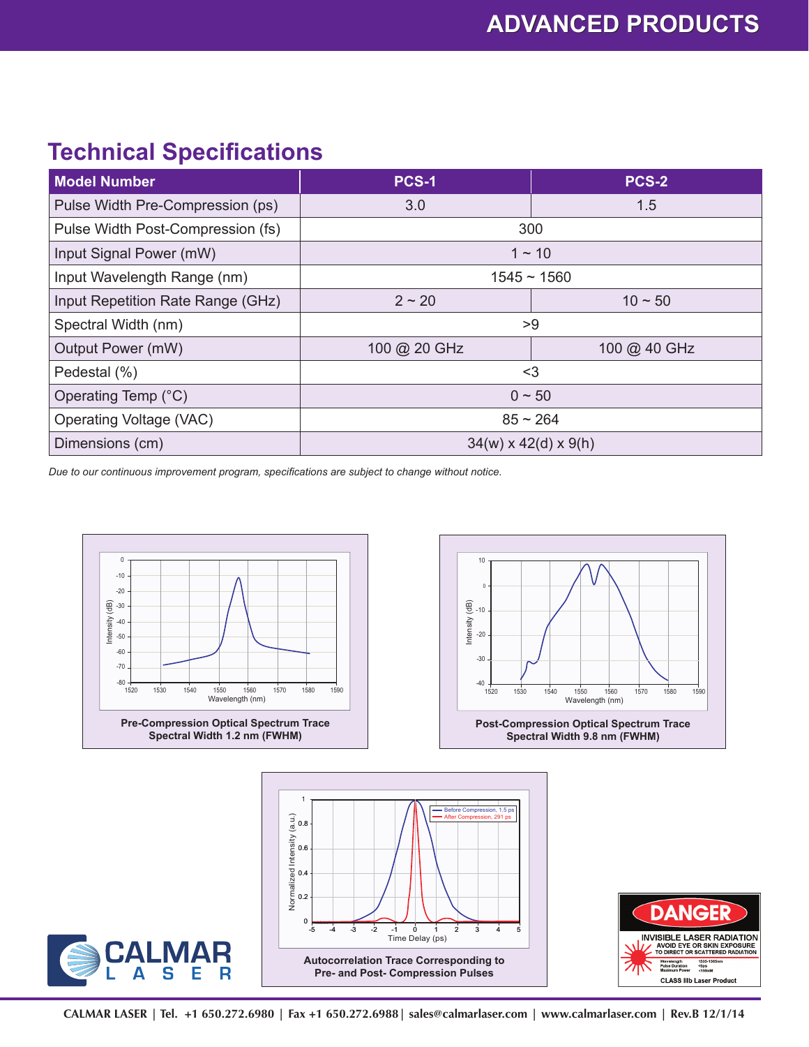## Technical Specifications

| Model Number | PCS-1 | PCS-2 |
|---|---|---|
| Pulse Width Pre-Compression (ps) | 3.0 | 1.5 |
| Pulse Width Post-Compression (fs) | 300 | |
| Input Signal Power (mW) | 1 ~ 10 | |
| Input Wavelength Range (nm) | 1545 ~ 1560 | |
| Input Repetition Rate Range (GHz) | 2 ~ 20 | 10 ~ 50 |
| Spectral Width (nm) | >9 | |
| Output Power (mW) | 100 @ 20 GHz | 100 @ 40 GHz |
| Pedestal (%) | <3 | |
| Operating Temp (°C) | 0 ~ 50 | |
| Operating Voltage (VAC) | 85 ~ 264 | |
| Dimensions (cm) | 34(w) x 42(d) x 9(h) | |

*Due to our continuous improvement program, specifications are subject to change without notice.*

Intensity (dB)
Wavelength (nm)

**Pre-Compression Optical Spectrum Trace**
**Spectral Width 1.2 nm (FWHM)**

Intensity (dB)
Wavelength (nm)

**Post-Compression Optical Spectrum Trace**
**Spectral Width 9.8 nm (FWHM)**

Normalized Intensity (a.u.)
Time Delay (ps)
Before Compression, 1.5 ps
After Compression, 291 ps

**Autocorrelation Trace Corresponding to Pre- and Post- Compression Pulses**

CALMAR LASER

DANGER
INVISIBLE LASER RADIATION
AVOID EYE OR SKIN EXPOSURE TO DIRECT OR SCATTERED RADIATION
CLASS IIIb Laser Product

CALMAR LASER | Tel. +1 650.272.6980 | Fax +1 650.272.6988 | sales@calmarlaser.com | www.calmarlaser.com | Rev.B 12/1/14